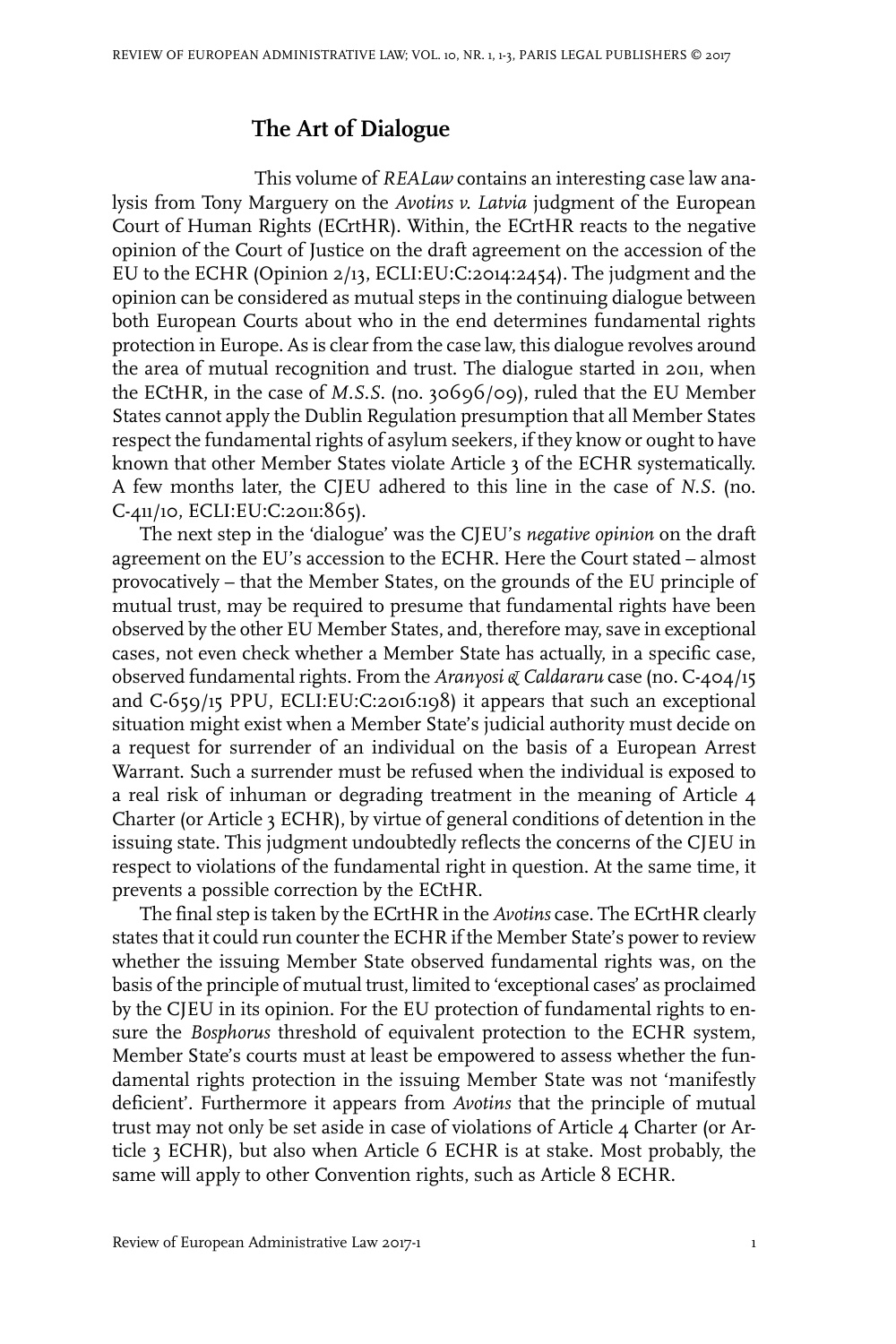# The Art of Dialogue

This volume of *REALaw* contains an interesting case law analysis from Tony Marguery on the *Avotins v. Latvia* judgment of the European Court of Human Rights (ECrtHR). Within, the ECrtHR reacts to the negative opinion of the Court of Justice on the draft agreement on the accession of the EU to the ECHR (Opinion 2/13, ECLI:EU:C:2014:2454). The judgment and the opinion can be considered as mutual steps in the continuing dialogue between both European Courts about who in the end determines fundamental rights protection in Europe. As is clear from the case law, this dialogue revolves around the area of mutual recognition and trust. The dialogue started in 2011, when the ECtHR, in the case of *M.S.S.* (no. 30696/09), ruled that the EU Member States cannot apply the Dublin Regulation presumption that all Member States respect the fundamental rights of asylum seekers, if they know or ought to have known that other Member States violate Article 3 of the ECHR systematically. A few months later, the CJEU adhered to this line in the case of *N.S.* (no. C-411/10, ECLI:EU:C:2011:865).

The next step in the 'dialogue' was the CJEU's *negative opinion* on the draft agreement on the EU's accession to the ECHR. Here the Court stated – almost provocatively – that the Member States, on the grounds of the EU principle of mutual trust, may be required to presume that fundamental rights have been observed by the other EU Member States, and, therefore may, save in exceptional cases, not even check whether a Member State has actually, in a specific case, observed fundamental rights. From the *Aranyosi & Caldararu* case (no. C-404/15 and C-659/15 PPU, ECLI:EU:C:2016:198) it appears that such an exceptional situation might exist when a Member State's judicial authority must decide on a request for surrender of an individual on the basis of a European Arrest Warrant. Such a surrender must be refused when the individual is exposed to a real risk of inhuman or degrading treatment in the meaning of Article 4 Charter (or Article 3 ECHR), by virtue of general conditions of detention in the issuing state. This judgment undoubtedly reflects the concerns of the CJEU in respect to violations of the fundamental right in question. At the same time, it prevents a possible correction by the ECtHR.

The final step is taken by the ECrtHR in the *Avotins* case. The ECrtHR clearly states that it could run counter the ECHR if the Member State's power to review whether the issuing Member State observed fundamental rights was, on the basis of the principle of mutual trust, limited to 'exceptional cases' as proclaimed by the CJEU in its opinion. For the EU protection of fundamental rights to ensure the *Bosphorus* threshold of equivalent protection to the ECHR system, Member State's courts must at least be empowered to assess whether the fundamental rights protection in the issuing Member State was not 'manifestly deficient'. Furthermore it appears from *Avotins* that the principle of mutual trust may not only be set aside in case of violations of Article 4 Charter (or Article 3 ECHR), but also when Article 6 ECHR is at stake. Most probably, the same will apply to other Convention rights, such as Article 8 ECHR.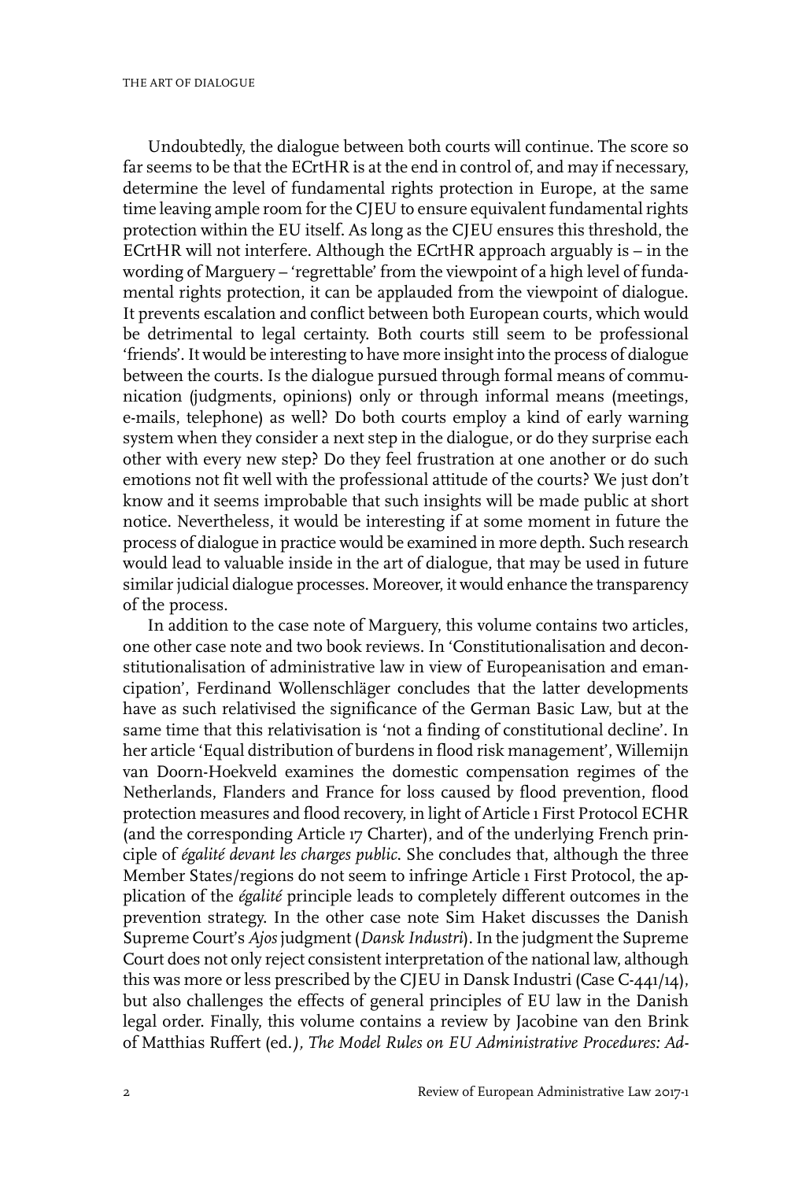Undoubtedly, the dialogue between both courts will continue. The score so far seems to be that the ECrtHR is at the end in control of, and may if necessary, determine the level of fundamental rights protection in Europe, at the same time leaving ample room for the CJEU to ensure equivalent fundamental rights protection within the EU itself. As long as the CJEU ensures this threshold, the ECrtHR will not interfere. Although the ECrtHR approach arguably is – in the wording of Marguery – 'regrettable' from the viewpoint of a high level of fundamental rights protection, it can be applauded from the viewpoint of dialogue. It prevents escalation and conflict between both European courts, which would be detrimental to legal certainty. Both courts still seem to be professional 'friends'. It would be interesting to have more insight into the process of dialogue between the courts. Is the dialogue pursued through formal means of communication (judgments, opinions) only or through informal means (meetings, e-mails, telephone) as well? Do both courts employ a kind of early warning system when they consider a next step in the dialogue, or do they surprise each other with every new step? Do they feel frustration at one another or do such emotions not fit well with the professional attitude of the courts? We just don't know and it seems improbable that such insights will be made public at short notice. Nevertheless, it would be interesting if at some moment in future the process of dialogue in practice would be examined in more depth. Such research would lead to valuable inside in the art of dialogue, that may be used in future similar judicial dialogue processes. Moreover, it would enhance the transparency of the process.

In addition to the case note of Marguery, this volume contains two articles, one other case note and two book reviews. In 'Constitutionalisation and deconstitutionalisation of administrative law in view of Europeanisation and emancipation', Ferdinand Wollenschläger concludes that the latter developments have as such relativised the significance of the German Basic Law, but at the same time that this relativisation is 'not a finding of constitutional decline'. In her article 'Equal distribution of burdens in flood risk management', Willemijn van Doorn-Hoekveld examines the domestic compensation regimes of the Netherlands, Flanders and France for loss caused by flood prevention, flood protection measures and flood recovery, in light of Article 1 First Protocol ECHR (and the corresponding Article 17 Charter), and of the underlying French principle of *égalité devant les charges public*. She concludes that, although the three Member States/regions do not seem to infringe Article 1 First Protocol, the application of the *égalité* principle leads to completely different outcomes in the prevention strategy. In the other case note Sim Haket discusses the Danish Supreme Court's *Ajos* judgment (*Dansk Industri*). In the judgment the Supreme Court does not only reject consistent interpretation of the national law, although this was more or less prescribed by the CJEU in Dansk Industri (Case C-441/14), but also challenges the effects of general principles of EU law in the Danish legal order. Finally, this volume contains a review by Jacobine van den Brink of Matthias Ruffert (ed.), *The Model Rules on EU Administrative Procedures: Ad-*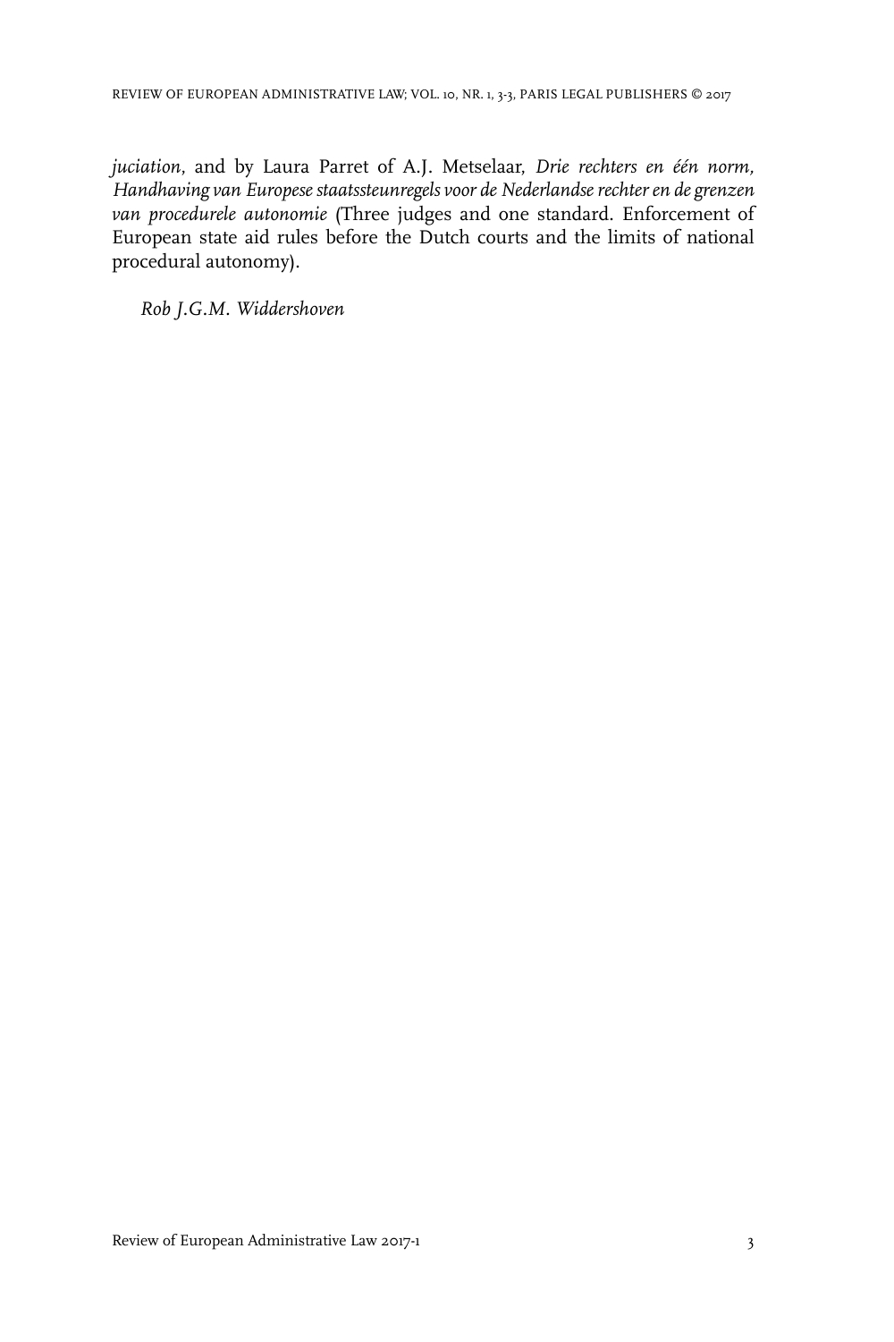*juciation*, and by Laura Parret of A.J. Metselaar, *Drie rechters en één norm, Handhaving van Europese staatssteunregels voor de Nederlandse rechter en de grenzen van procedurele autonomie* (Three judges and one standard. Enforcement of European state aid rules before the Dutch courts and the limits of national procedural autonomy).

*Rob J.G.M. Widdershoven*